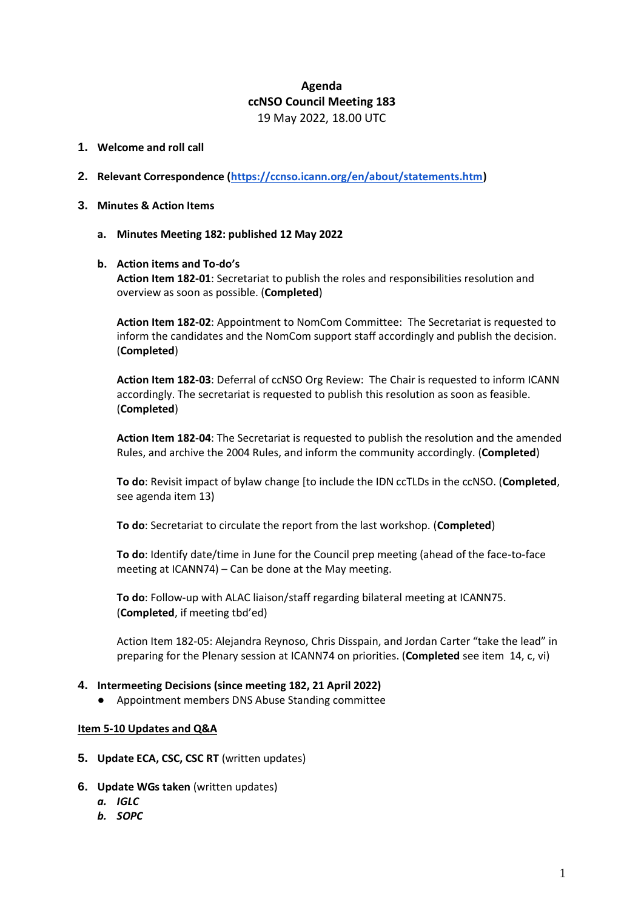**Agenda**
**ccNSO Council Meeting 183**
19 May 2022, 18.00 UTC

1. **Welcome and roll call**

2. **Relevant Correspondence ([https://ccnso.icann.org/en/about/statements.htm](https://ccnso.icann.org/en/about/statements.htm))**

3. **Minutes & Action Items**

   a. **Minutes Meeting 182: published 12 May 2022**

   b. **Action items and To-do's**
   **Action Item 182-01**: Secretariat to publish the roles and responsibilities resolution and overview as soon as possible. (**Completed**)

   **Action Item 182-02**: Appointment to NomCom Committee: The Secretariat is requested to inform the candidates and the NomCom support staff accordingly and publish the decision. (**Completed**)

   **Action Item 182-03**: Deferral of ccNSO Org Review: The Chair is requested to inform ICANN accordingly. The secretariat is requested to publish this resolution as soon as feasible. (**Completed**)

   **Action Item 182-04**: The Secretariat is requested to publish the resolution and the amended Rules, and archive the 2004 Rules, and inform the community accordingly. (**Completed**)

   **To do**: Revisit impact of bylaw change [to include the IDN ccTLDs in the ccNSO. (**Completed**, see agenda item 13)

   **To do**: Secretariat to circulate the report from the last workshop. (**Completed**)

   **To do**: Identify date/time in June for the Council prep meeting (ahead of the face-to-face meeting at ICANN74) – Can be done at the May meeting.

   **To do**: Follow-up with ALAC liaison/staff regarding bilateral meeting at ICANN75. (**Completed**, if meeting tbd'ed)

   Action Item 182-05: Alejandra Reynoso, Chris Disspain, and Jordan Carter "take the lead" in preparing for the Plenary session at ICANN74 on priorities. (**Completed** see item 14, c, vi)

4. **Intermeeting Decisions (since meeting 182, 21 April 2022)**
   - Appointment members DNS Abuse Standing committee

**Item 5-10 Updates and Q&A**

5. **Update ECA, CSC, CSC RT** (written updates)

6. **Update WGs taken** (written updates)
   a. ***IGLC***
   b. ***SOPC***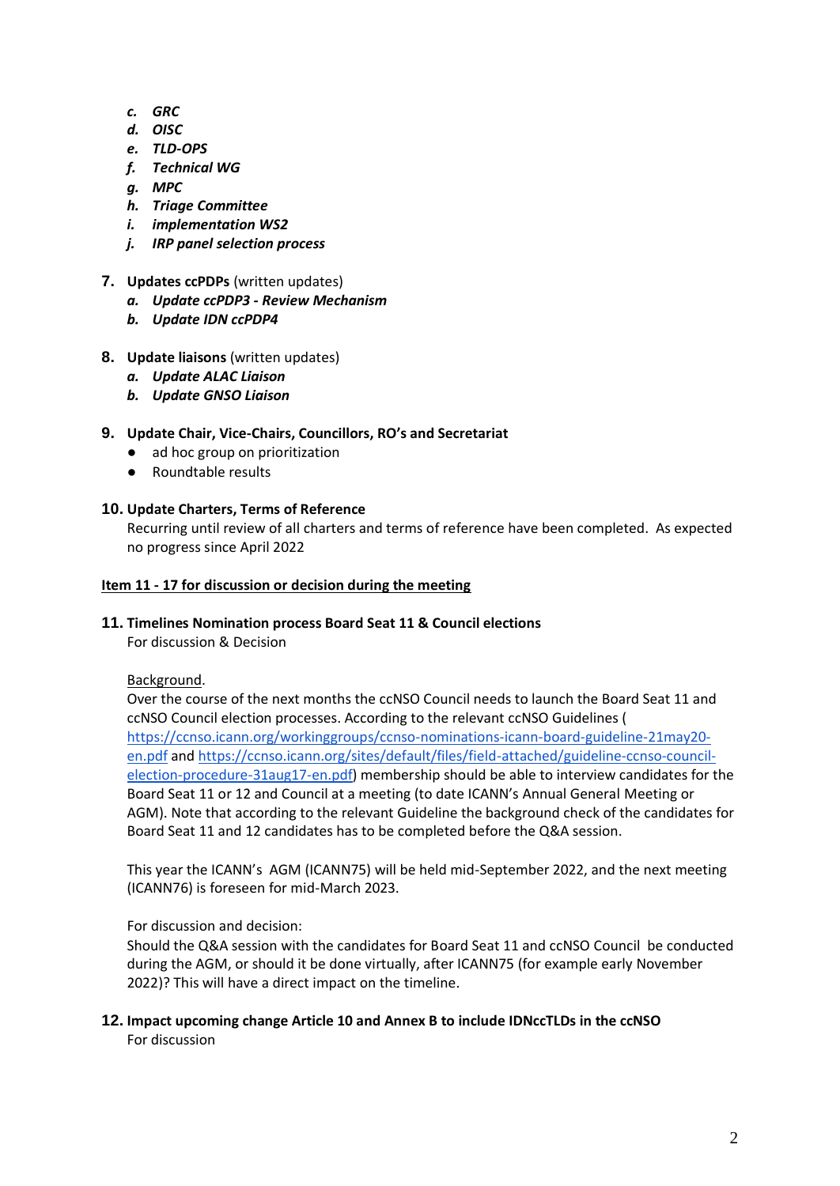c. ***GRC***
   d. ***OISC***
   e. ***TLD-OPS***
   f. ***Technical WG***
   g. ***MPC***
   h. ***Triage Committee***
   i. ***implementation WS2***
   j. ***IRP panel selection process***

7. **Updates ccPDPs** (written updates)
   a. ***Update ccPDP3 - Review Mechanism***
   b. ***Update IDN ccPDP4***

8. **Update liaisons** (written updates)
   a. ***Update ALAC Liaison***
   b. ***Update GNSO Liaison***

9. **Update Chair, Vice-Chairs, Councillors, RO's and Secretariat**
   - ad hoc group on prioritization
   - Roundtable results

10. **Update Charters, Terms of Reference**
    Recurring until review of all charters and terms of reference have been completed. As expected no progress since April 2022

<u>**Item 11 - 17 for discussion or decision during the meeting**</u>

11. **Timelines Nomination process Board Seat 11 & Council elections**
    For discussion & Decision

    <u>Background</u>.
    Over the course of the next months the ccNSO Council needs to launch the Board Seat 11 and ccNSO Council election processes. According to the relevant ccNSO Guidelines ( [https://ccnso.icann.org/workinggroups/ccnso-nominations-icann-board-guideline-21may20-en.pdf](https://ccnso.icann.org/workinggroups/ccnso-nominations-icann-board-guideline-21may20-en.pdf) and [https://ccnso.icann.org/sites/default/files/field-attached/guideline-ccnso-council-election-procedure-31aug17-en.pdf](https://ccnso.icann.org/sites/default/files/field-attached/guideline-ccnso-council-election-procedure-31aug17-en.pdf)) membership should be able to interview candidates for the Board Seat 11 or 12 and Council at a meeting (to date ICANN's Annual General Meeting or AGM). Note that according to the relevant Guideline the background check of the candidates for Board Seat 11 and 12 candidates has to be completed before the Q&A session.

    This year the ICANN's AGM (ICANN75) will be held mid-September 2022, and the next meeting (ICANN76) is foreseen for mid-March 2023.

    For discussion and decision:
    Should the Q&A session with the candidates for Board Seat 11 and ccNSO Council be conducted during the AGM, or should it be done virtually, after ICANN75 (for example early November 2022)? This will have a direct impact on the timeline.

12. **Impact upcoming change Article 10 and Annex B to include IDNccTLDs in the ccNSO**
    For discussion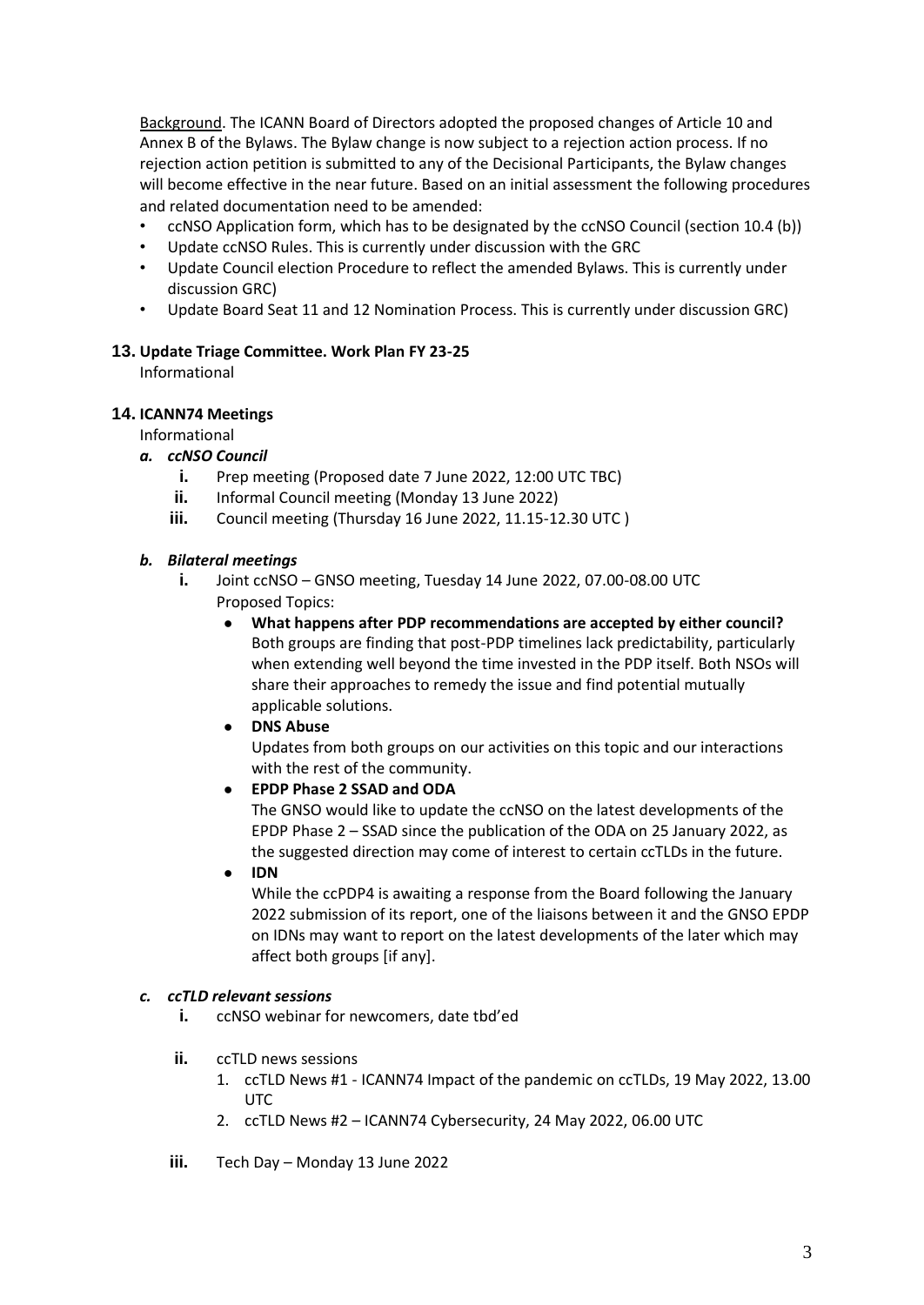Background. The ICANN Board of Directors adopted the proposed changes of Article 10 and Annex B of the Bylaws. The Bylaw change is now subject to a rejection action process. If no rejection action petition is submitted to any of the Decisional Participants, the Bylaw changes will become effective in the near future. Based on an initial assessment the following procedures and related documentation need to be amended:

- ccNSO Application form, which has to be designated by the ccNSO Council (section 10.4 (b))
- Update ccNSO Rules. This is currently under discussion with the GRC
- Update Council election Procedure to reflect the amended Bylaws. This is currently under discussion GRC)
- Update Board Seat 11 and 12 Nomination Process. This is currently under discussion GRC)

**13. Update Triage Committee. Work Plan FY 23-25**

Informational

**14. ICANN74 Meetings**

Informational

***a. ccNSO Council***

- **i.** Prep meeting (Proposed date 7 June 2022, 12:00 UTC TBC)
- **ii.** Informal Council meeting (Monday 13 June 2022)
- **iii.** Council meeting (Thursday 16 June 2022, 11.15-12.30 UTC )

***b. Bilateral meetings***

- **i.** Joint ccNSO – GNSO meeting, Tuesday 14 June 2022, 07.00-08.00 UTC
  Proposed Topics:
  - **What happens after PDP recommendations are accepted by either council?**
    Both groups are finding that post-PDP timelines lack predictability, particularly when extending well beyond the time invested in the PDP itself. Both NSOs will share their approaches to remedy the issue and find potential mutually applicable solutions.
  - **DNS Abuse**
    Updates from both groups on our activities on this topic and our interactions with the rest of the community.
  - **EPDP Phase 2 SSAD and ODA**
    The GNSO would like to update the ccNSO on the latest developments of the EPDP Phase 2 – SSAD since the publication of the ODA on 25 January 2022, as the suggested direction may come of interest to certain ccTLDs in the future.
  - **IDN**
    While the ccPDP4 is awaiting a response from the Board following the January 2022 submission of its report, one of the liaisons between it and the GNSO EPDP on IDNs may want to report on the latest developments of the later which may affect both groups [if any].

***c. ccTLD relevant sessions***

- **i.** ccNSO webinar for newcomers, date tbd'ed
- **ii.** ccTLD news sessions
  1. ccTLD News #1 - ICANN74 Impact of the pandemic on ccTLDs, 19 May 2022, 13.00 UTC
  2. ccTLD News #2 – ICANN74 Cybersecurity, 24 May 2022, 06.00 UTC
- **iii.** Tech Day – Monday 13 June 2022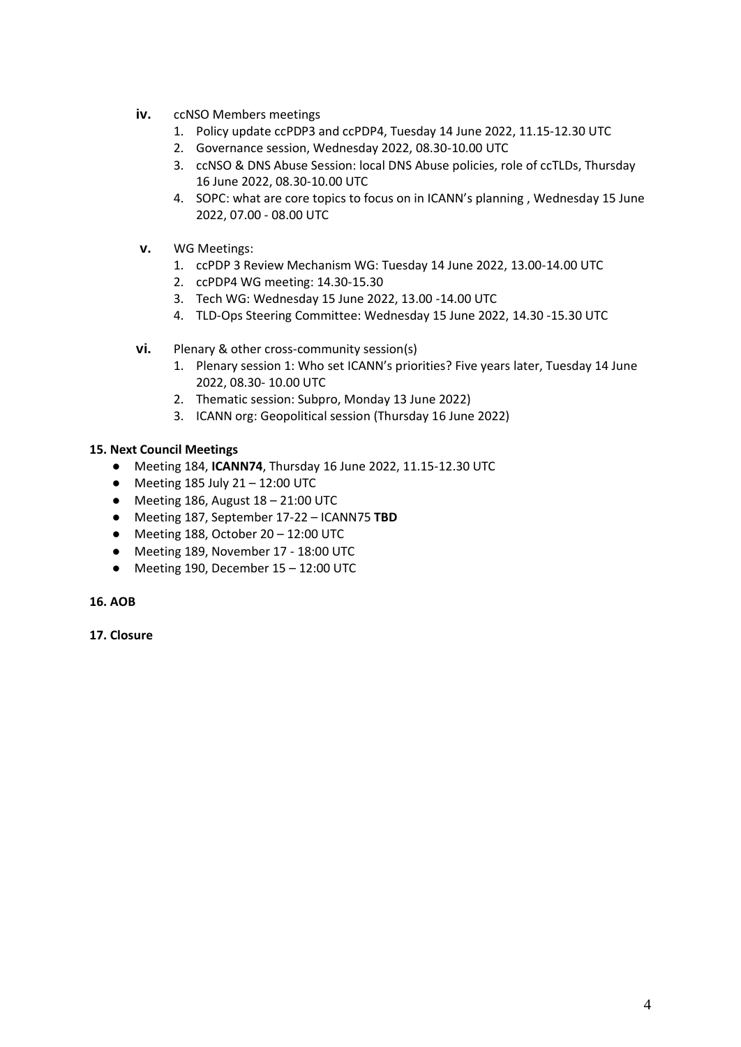- **iv.** ccNSO Members meetings
  1. Policy update ccPDP3 and ccPDP4, Tuesday 14 June 2022, 11.15-12.30 UTC
  2. Governance session, Wednesday 2022, 08.30-10.00 UTC
  3. ccNSO & DNS Abuse Session: local DNS Abuse policies, role of ccTLDs, Thursday 16 June 2022, 08.30-10.00 UTC
  4. SOPC: what are core topics to focus on in ICANN's planning , Wednesday 15 June 2022, 07.00 - 08.00 UTC

- **v.** WG Meetings:
  1. ccPDP 3 Review Mechanism WG: Tuesday 14 June 2022, 13.00-14.00 UTC
  2. ccPDP4 WG meeting: 14.30-15.30
  3. Tech WG: Wednesday 15 June 2022, 13.00 -14.00 UTC
  4. TLD-Ops Steering Committee: Wednesday 15 June 2022, 14.30 -15.30 UTC

- **vi.** Plenary & other cross-community session(s)
  1. Plenary session 1: Who set ICANN's priorities? Five years later, Tuesday 14 June 2022, 08.30- 10.00 UTC
  2. Thematic session: Subpro, Monday 13 June 2022)
  3. ICANN org: Geopolitical session (Thursday 16 June 2022)

**15. Next Council Meetings**

- Meeting 184, **ICANN74**, Thursday 16 June 2022, 11.15-12.30 UTC
- Meeting 185 July 21 – 12:00 UTC
- Meeting 186, August 18 – 21:00 UTC
- Meeting 187, September 17-22 – ICANN75 **TBD**
- Meeting 188, October 20 – 12:00 UTC
- Meeting 189, November 17 - 18:00 UTC
- Meeting 190, December 15 – 12:00 UTC

**16. AOB**

**17. Closure**